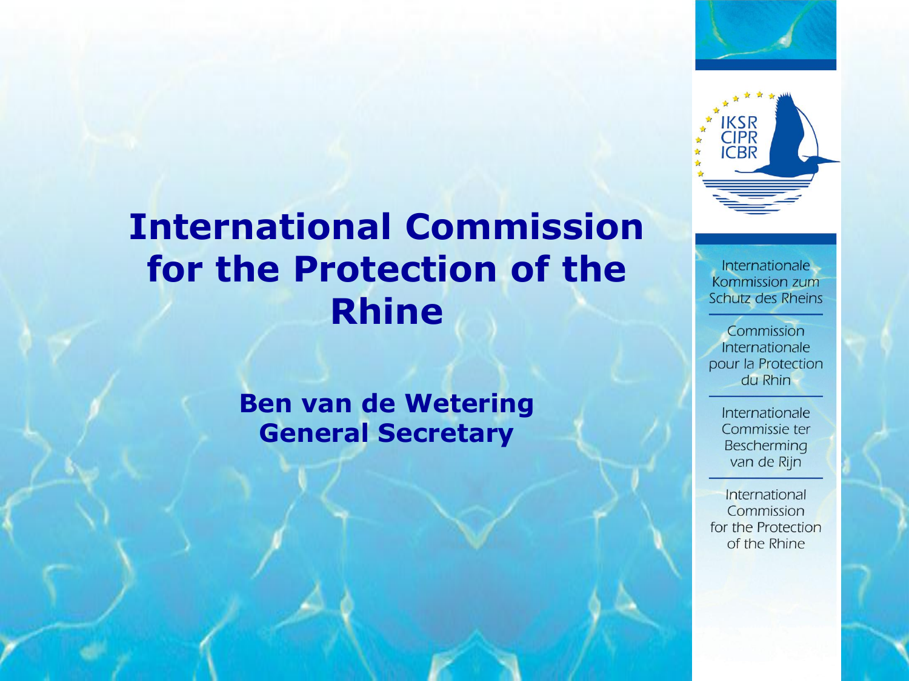# International Commission for the Protection of the Rhine

**Ben van de Wetering**
**General Secretary**

IKSR
CIPR
ICBR

Internationale Kommission zum Schutz des Rheins

Commission Internationale pour la Protection du Rhin

Internationale Commissie ter Bescherming van de Rijn

International Commission for the Protection of the Rhine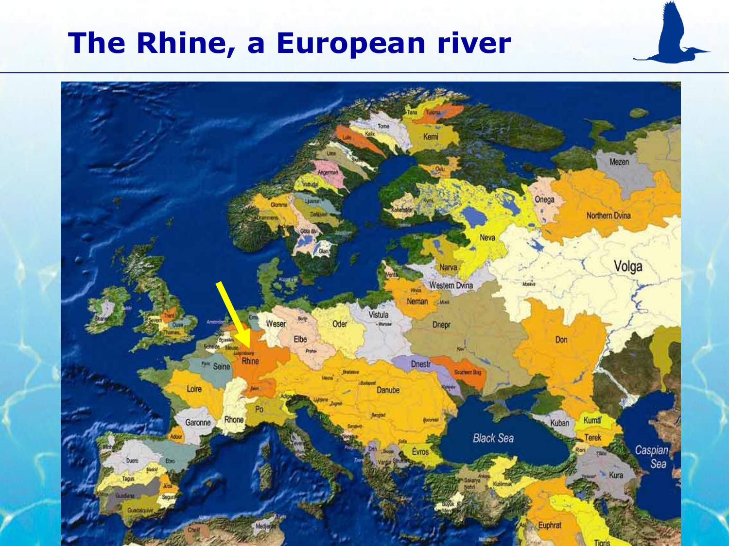# The Rhine, a European river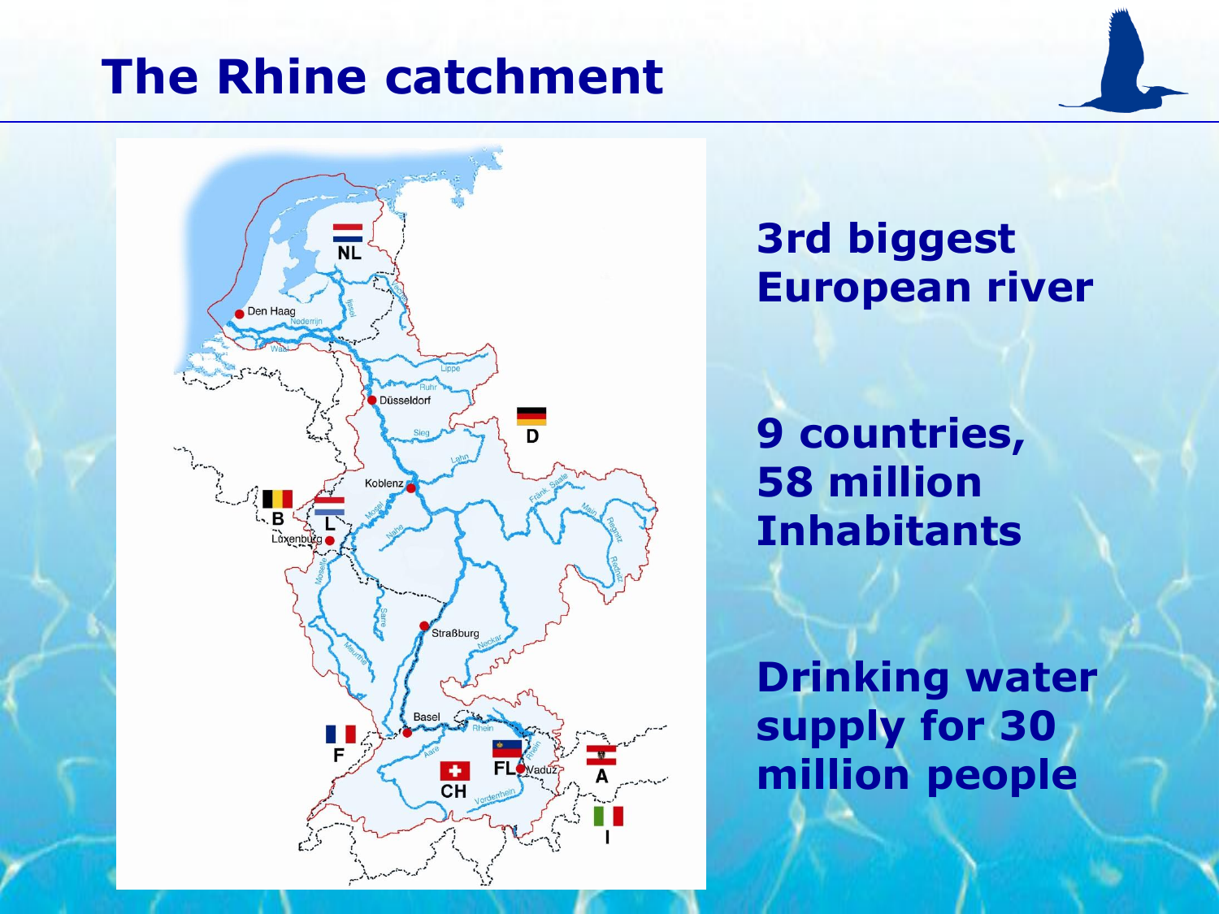# The Rhine catchment

**3rd biggest European river**

**9 countries, 58 million Inhabitants**

**Drinking water supply for 30 million people**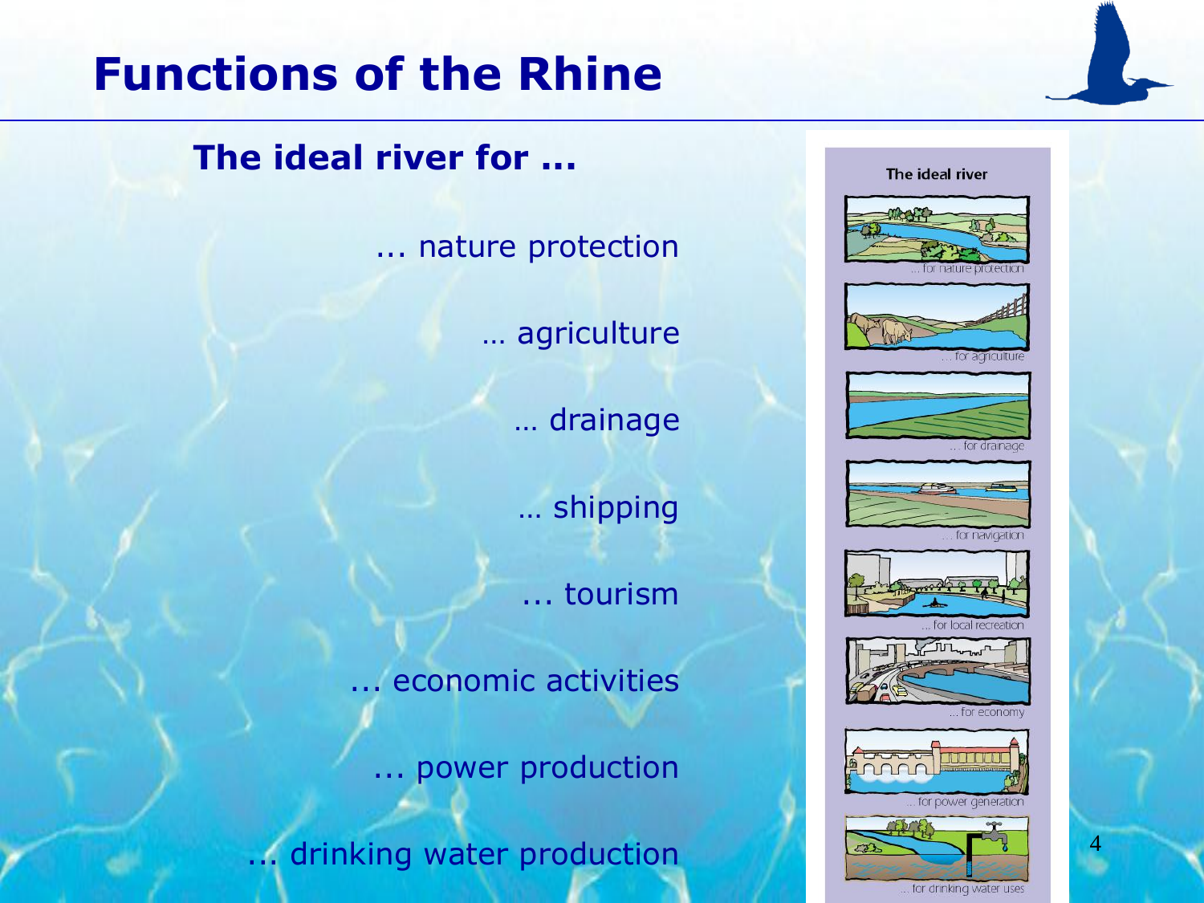# Functions of the Rhine

## The ideal river for ...

... nature protection

… agriculture

… drainage

… shipping

... tourism

... economic activities

... power production

... drinking water production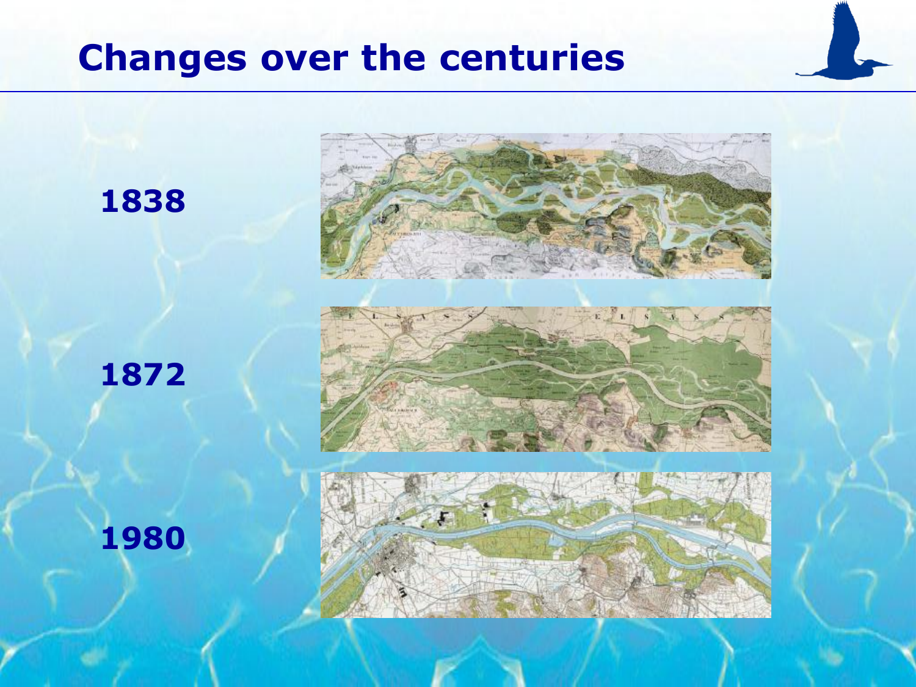# Changes over the centuries

**1838**

**1872**

**1980**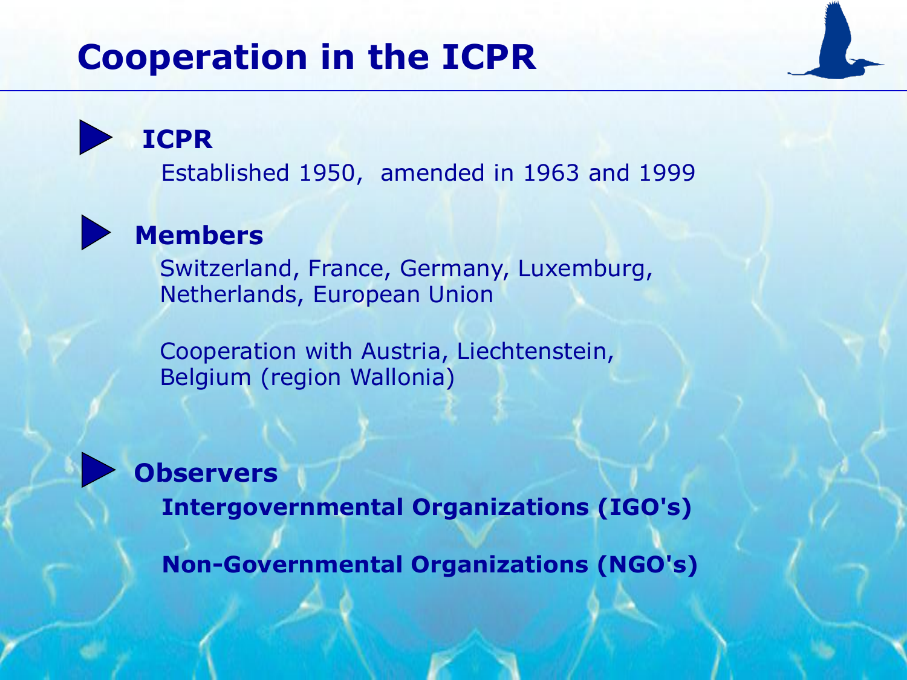# Cooperation in the ICPR

- **ICPR**

  Established 1950, amended in 1963 and 1999

- **Members**

  Switzerland, France, Germany, Luxemburg, Netherlands, European Union

  Cooperation with Austria, Liechtenstein, Belgium (region Wallonia)

- **Observers**

  **Intergovernmental Organizations (IGO's)**

  **Non-Governmental Organizations (NGO's)**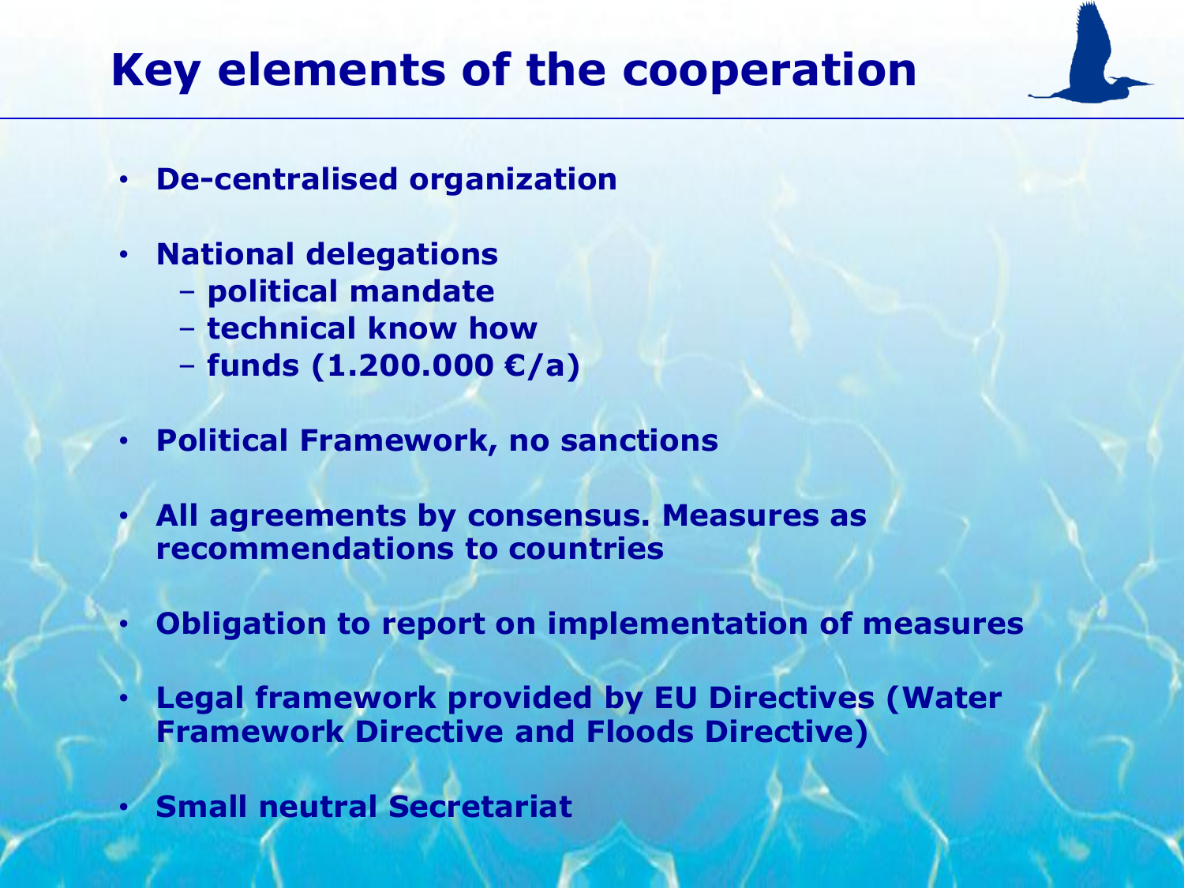# Key elements of the cooperation

- **De-centralised organization**
- **National delegations**
  - **political mandate**
  - **technical know how**
  - **funds (1.200.000 €/a)**
- **Political Framework, no sanctions**
- **All agreements by consensus. Measures as recommendations to countries**
- **Obligation to report on implementation of measures**
- **Legal framework provided by EU Directives (Water Framework Directive and Floods Directive)**
- **Small neutral Secretariat**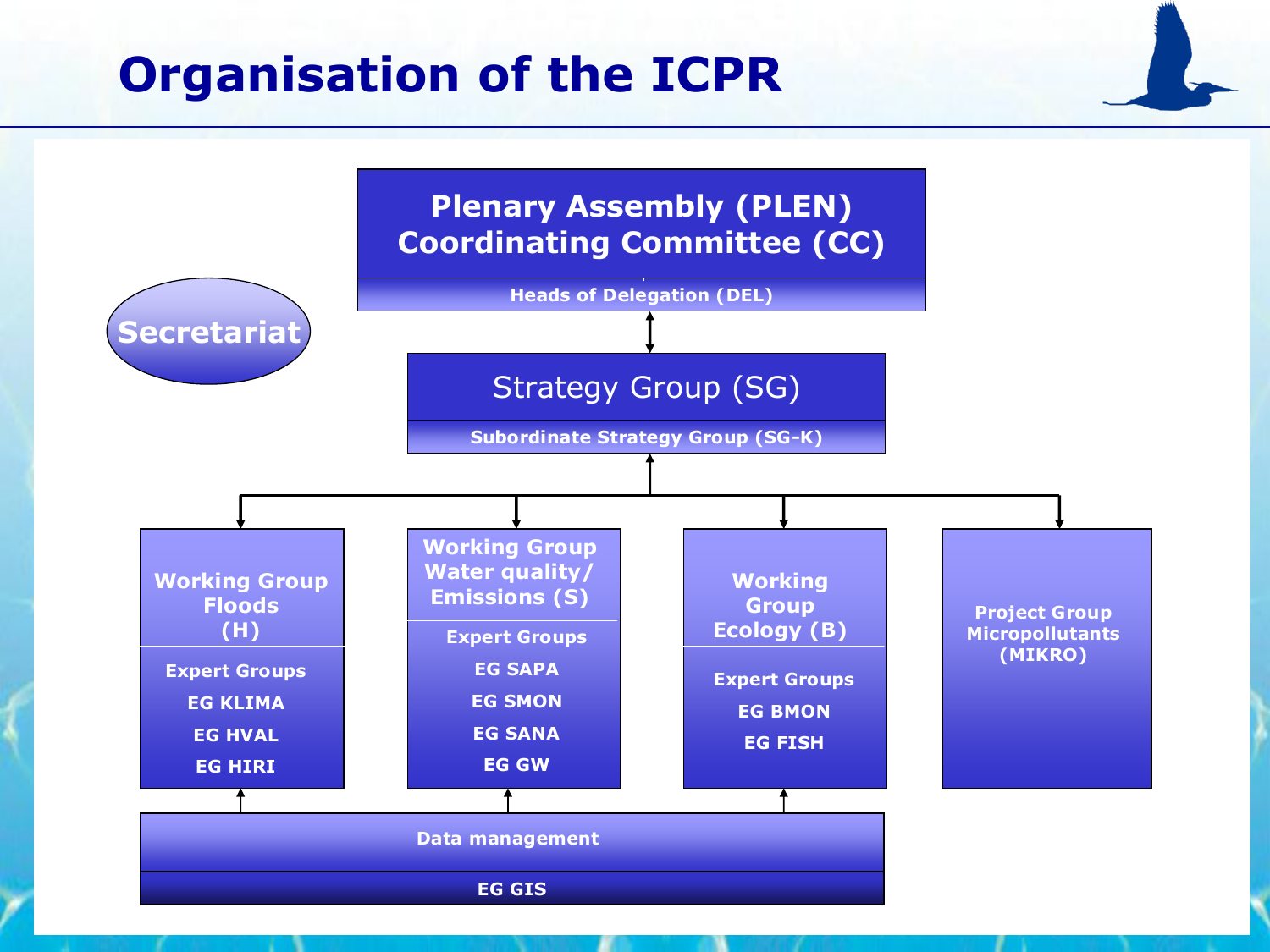# Organisation of the ICPR

**Secretariat**

**Plenary Assembly (PLEN)**
**Coordinating Committee (CC)**

Heads of Delegation (DEL)

Strategy Group (SG)

Subordinate Strategy Group (SG-K)

**Working Group Floods (H)**

Expert Groups

- EG KLIMA
- EG HVAL
- EG HIRI

**Working Group Water quality/ Emissions (S)**

Expert Groups

- EG SAPA
- EG SMON
- EG SANA
- EG GW

**Working Group Ecology (B)**

Expert Groups

- EG BMON
- EG FISH

**Project Group Micropollutants (MIKRO)**

Data management

EG GIS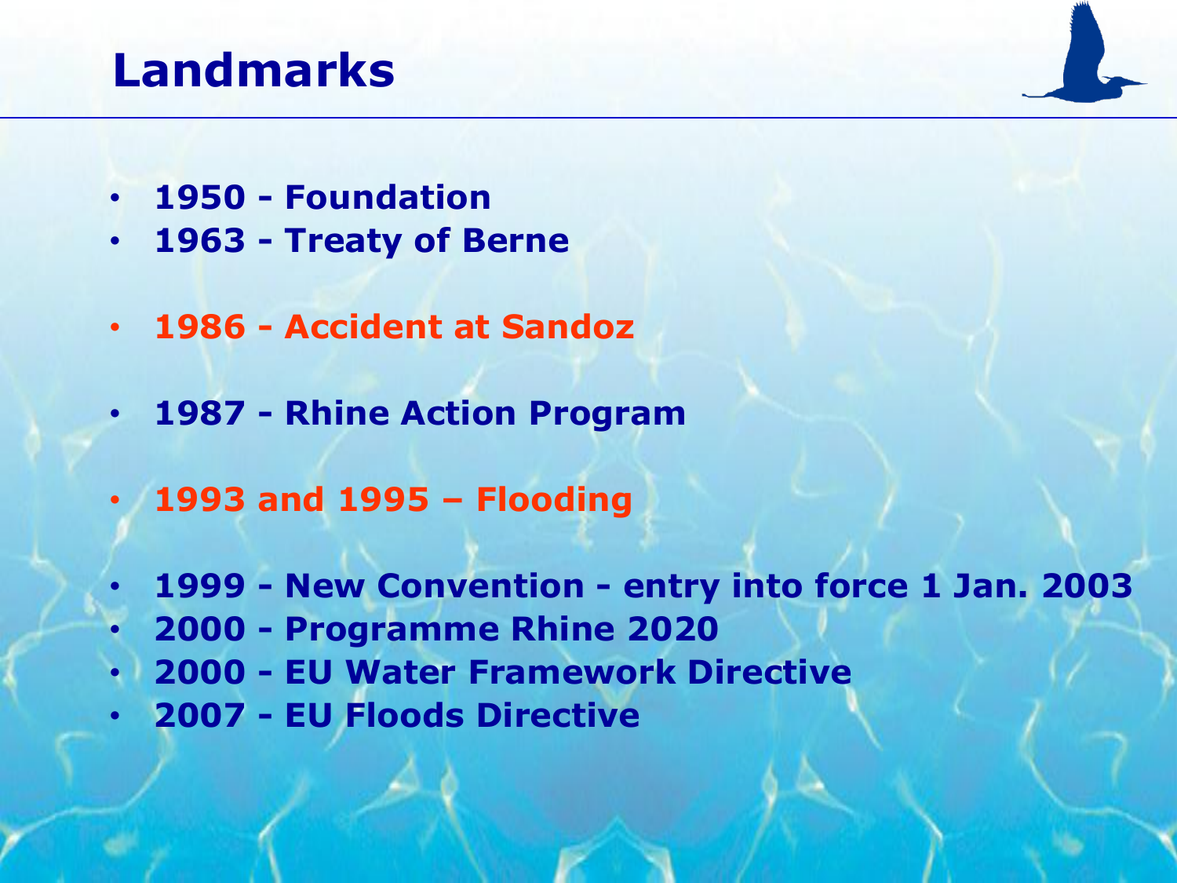# Landmarks

- **1950 - Foundation**
- **1963 - Treaty of Berne**
- **1986 - Accident at Sandoz**
- **1987 - Rhine Action Program**
- **1993 and 1995 – Flooding**
- **1999 - New Convention - entry into force 1 Jan. 2003**
- **2000 - Programme Rhine 2020**
- **2000 - EU Water Framework Directive**
- **2007 - EU Floods Directive**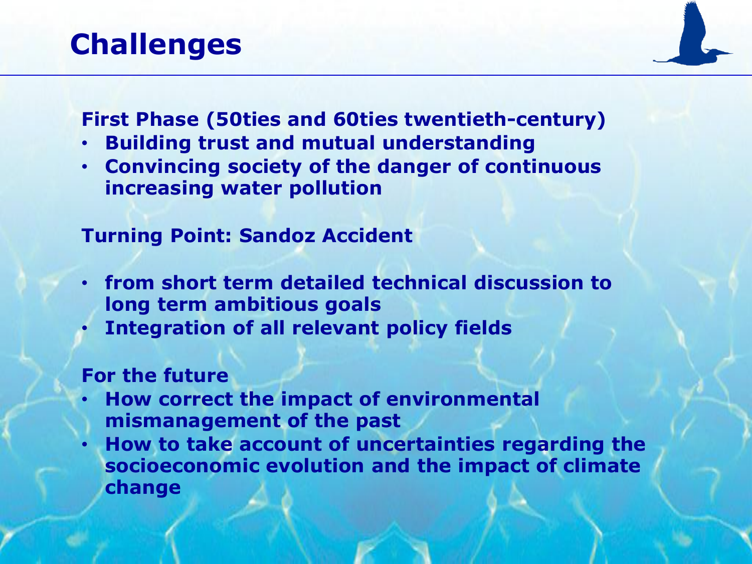# Challenges

**First Phase (50ties and 60ties twentieth-century)**

- **Building trust and mutual understanding**
- **Convincing society of the danger of continuous increasing water pollution**

**Turning Point: Sandoz Accident**

- **from short term detailed technical discussion to long term ambitious goals**
- **Integration of all relevant policy fields**

**For the future**

- **How correct the impact of environmental mismanagement of the past**
- **How to take account of uncertainties regarding the socioeconomic evolution and the impact of climate change**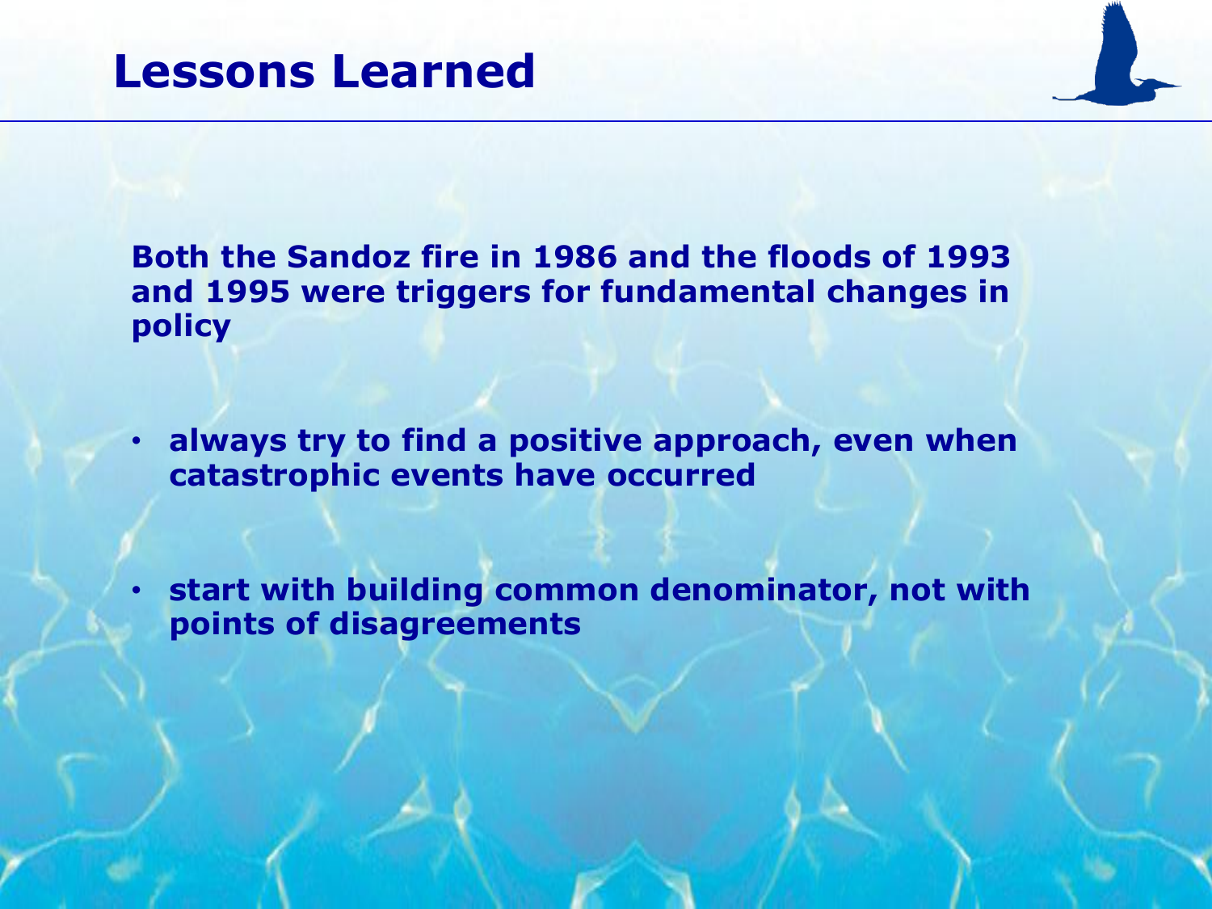# Lessons Learned

**Both the Sandoz fire in 1986 and the floods of 1993 and 1995 were triggers for fundamental changes in policy**

- **always try to find a positive approach, even when catastrophic events have occurred**
- **start with building common denominator, not with points of disagreements**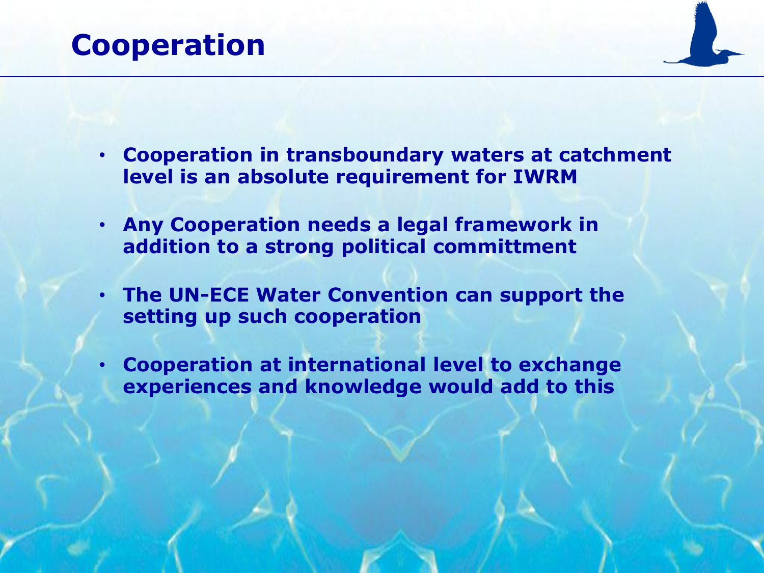# Cooperation

- **Cooperation in transboundary waters at catchment level is an absolute requirement for IWRM**
- **Any Cooperation needs a legal framework in addition to a strong political committment**
- **The UN-ECE Water Convention can support the setting up such cooperation**
- **Cooperation at international level to exchange experiences and knowledge would add to this**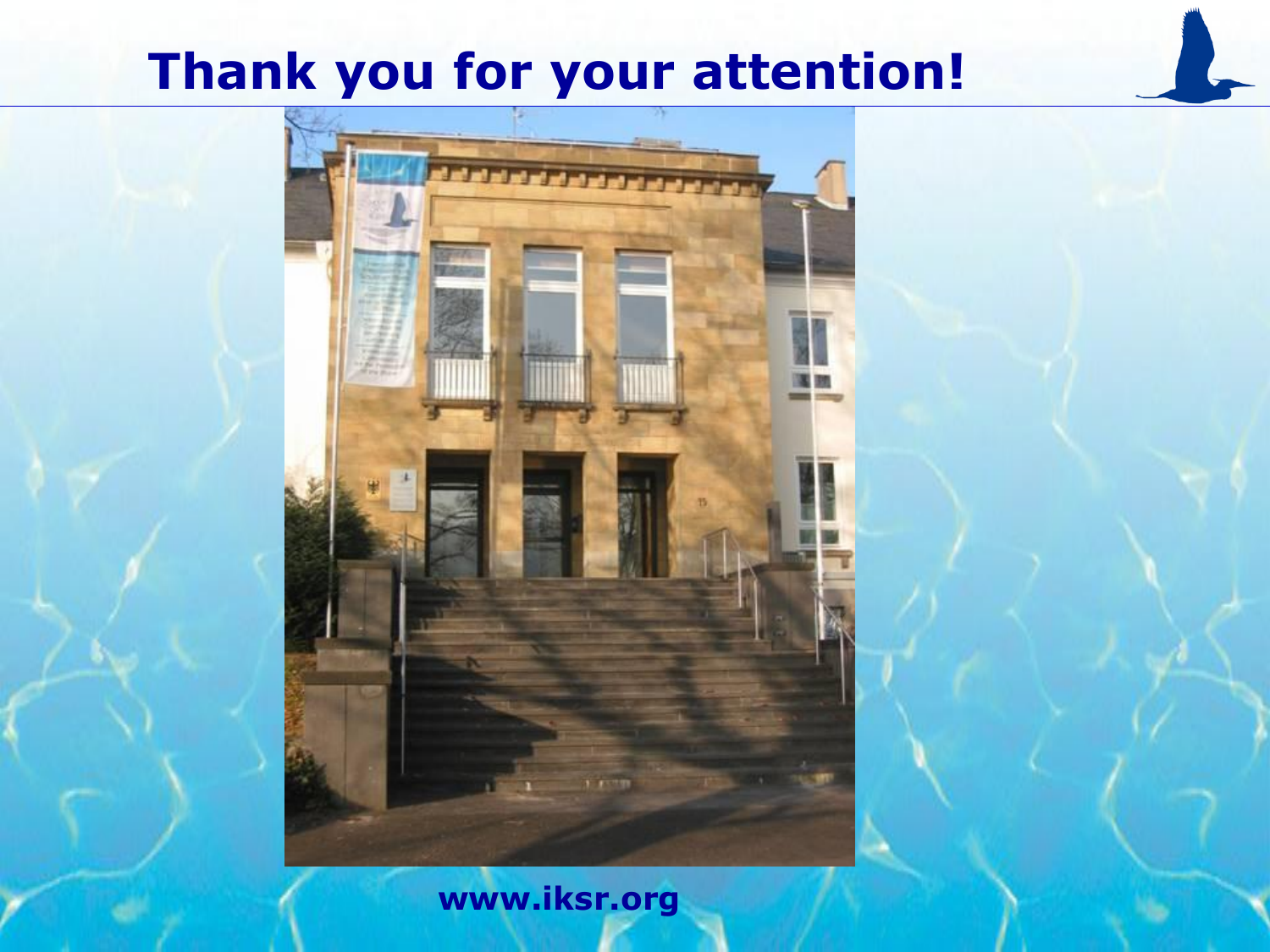# Thank you for your attention!

**www.iksr.org**